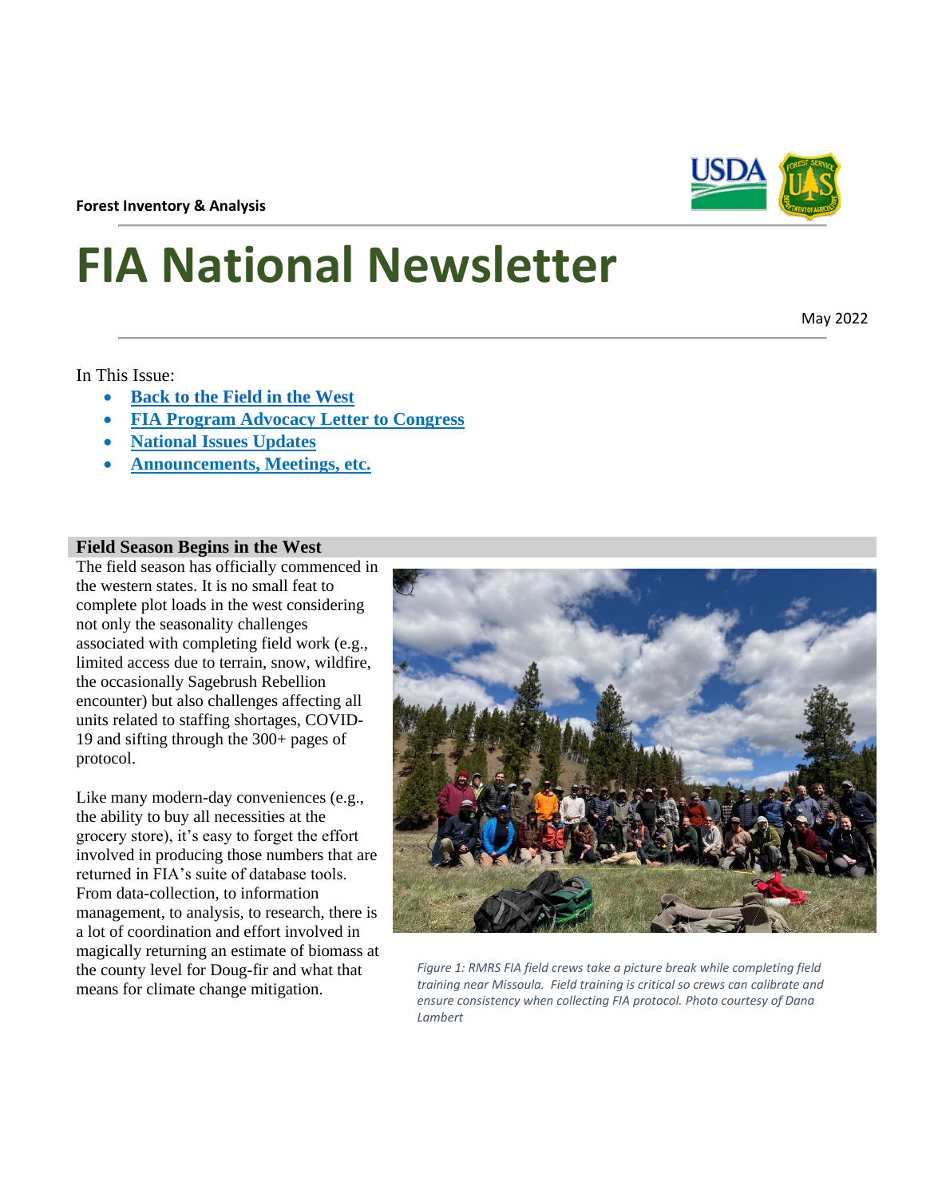**Forest Inventory & Analysis**

# FIA National Newsletter

May 2022

In This Issue:

- **Back to the Field in the West**
- **FIA Program Advocacy Letter to Congress**
- **National Issues Updates**
- **Announcements, Meetings, etc.**

## Field Season Begins in the West

The field season has officially commenced in the western states. It is no small feat to complete plot loads in the west considering not only the seasonality challenges associated with completing field work (e.g., limited access due to terrain, snow, wildfire, the occasionally Sagebrush Rebellion encounter) but also challenges affecting all units related to staffing shortages, COVID-19 and sifting through the 300+ pages of protocol.

Like many modern-day conveniences (e.g., the ability to buy all necessities at the grocery store), it's easy to forget the effort involved in producing those numbers that are returned in FIA's suite of database tools. From data-collection, to information management, to analysis, to research, there is a lot of coordination and effort involved in magically returning an estimate of biomass at the county level for Doug-fir and what that means for climate change mitigation.

*Figure 1: RMRS FIA field crews take a picture break while completing field training near Missoula. Field training is critical so crews can calibrate and ensure consistency when collecting FIA protocol. Photo courtesy of Dana Lambert*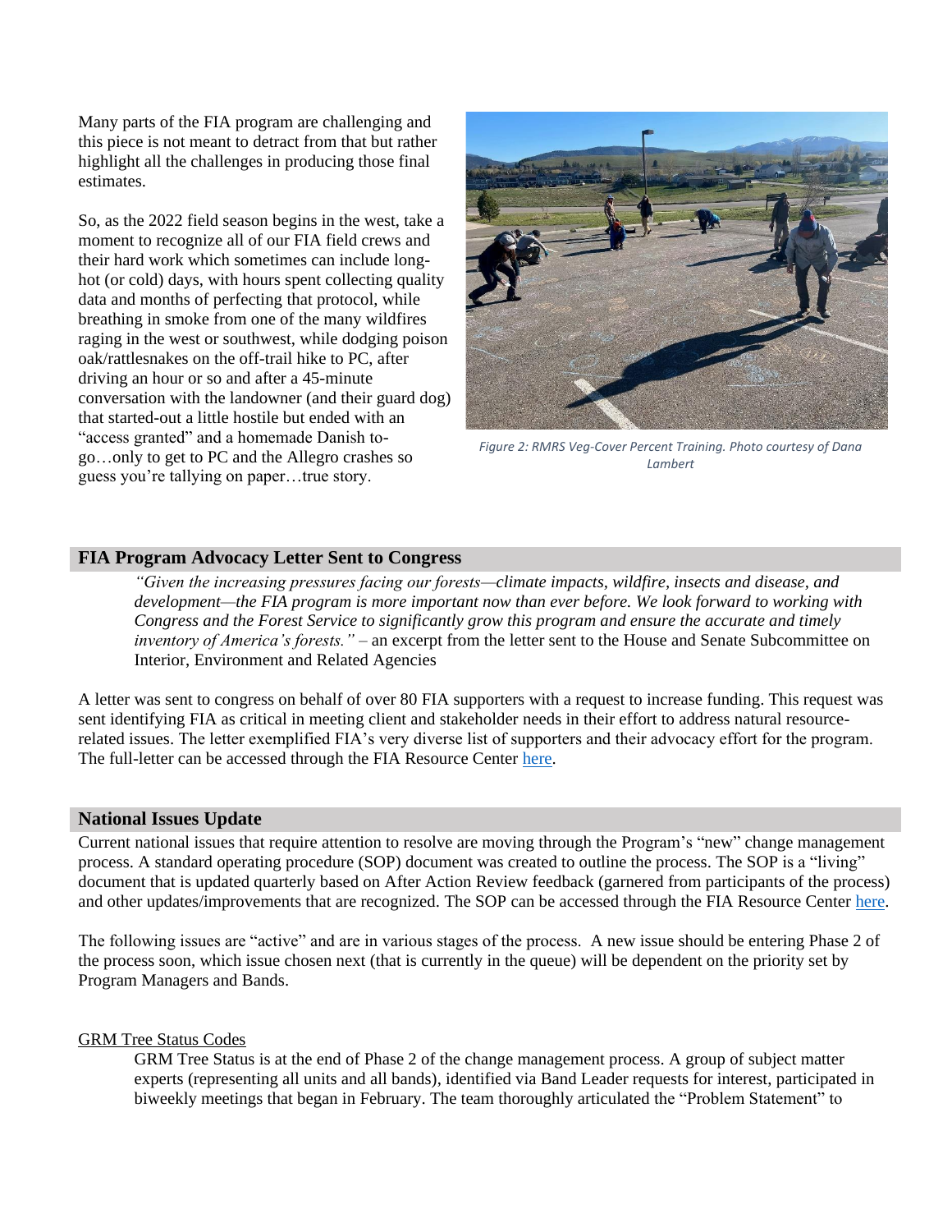Many parts of the FIA program are challenging and this piece is not meant to detract from that but rather highlight all the challenges in producing those final estimates.

So, as the 2022 field season begins in the west, take a moment to recognize all of our FIA field crews and their hard work which sometimes can include long-hot (or cold) days, with hours spent collecting quality data and months of perfecting that protocol, while breathing in smoke from one of the many wildfires raging in the west or southwest, while dodging poison oak/rattlesnakes on the off-trail hike to PC, after driving an hour or so and after a 45-minute conversation with the landowner (and their guard dog) that started-out a little hostile but ended with an "access granted" and a homemade Danish to-go…only to get to PC and the Allegro crashes so guess you're tallying on paper…true story.

*Figure 2: RMRS Veg-Cover Percent Training. Photo courtesy of Dana Lambert*

## FIA Program Advocacy Letter Sent to Congress

*"Given the increasing pressures facing our forests—climate impacts, wildfire, insects and disease, and development—the FIA program is more important now than ever before. We look forward to working with Congress and the Forest Service to significantly grow this program and ensure the accurate and timely inventory of America's forests."* – an excerpt from the letter sent to the House and Senate Subcommittee on Interior, Environment and Related Agencies

A letter was sent to congress on behalf of over 80 FIA supporters with a request to increase funding. This request was sent identifying FIA as critical in meeting client and stakeholder needs in their effort to address natural resource-related issues. The letter exemplified FIA's very diverse list of supporters and their advocacy effort for the program. The full-letter can be accessed through the FIA Resource Center here.

## National Issues Update

Current national issues that require attention to resolve are moving through the Program's "new" change management process. A standard operating procedure (SOP) document was created to outline the process. The SOP is a "living" document that is updated quarterly based on After Action Review feedback (garnered from participants of the process) and other updates/improvements that are recognized. The SOP can be accessed through the FIA Resource Center here.

The following issues are "active" and are in various stages of the process. A new issue should be entering Phase 2 of the process soon, which issue chosen next (that is currently in the queue) will be dependent on the priority set by Program Managers and Bands.

GRM Tree Status Codes

GRM Tree Status is at the end of Phase 2 of the change management process. A group of subject matter experts (representing all units and all bands), identified via Band Leader requests for interest, participated in biweekly meetings that began in February. The team thoroughly articulated the "Problem Statement" to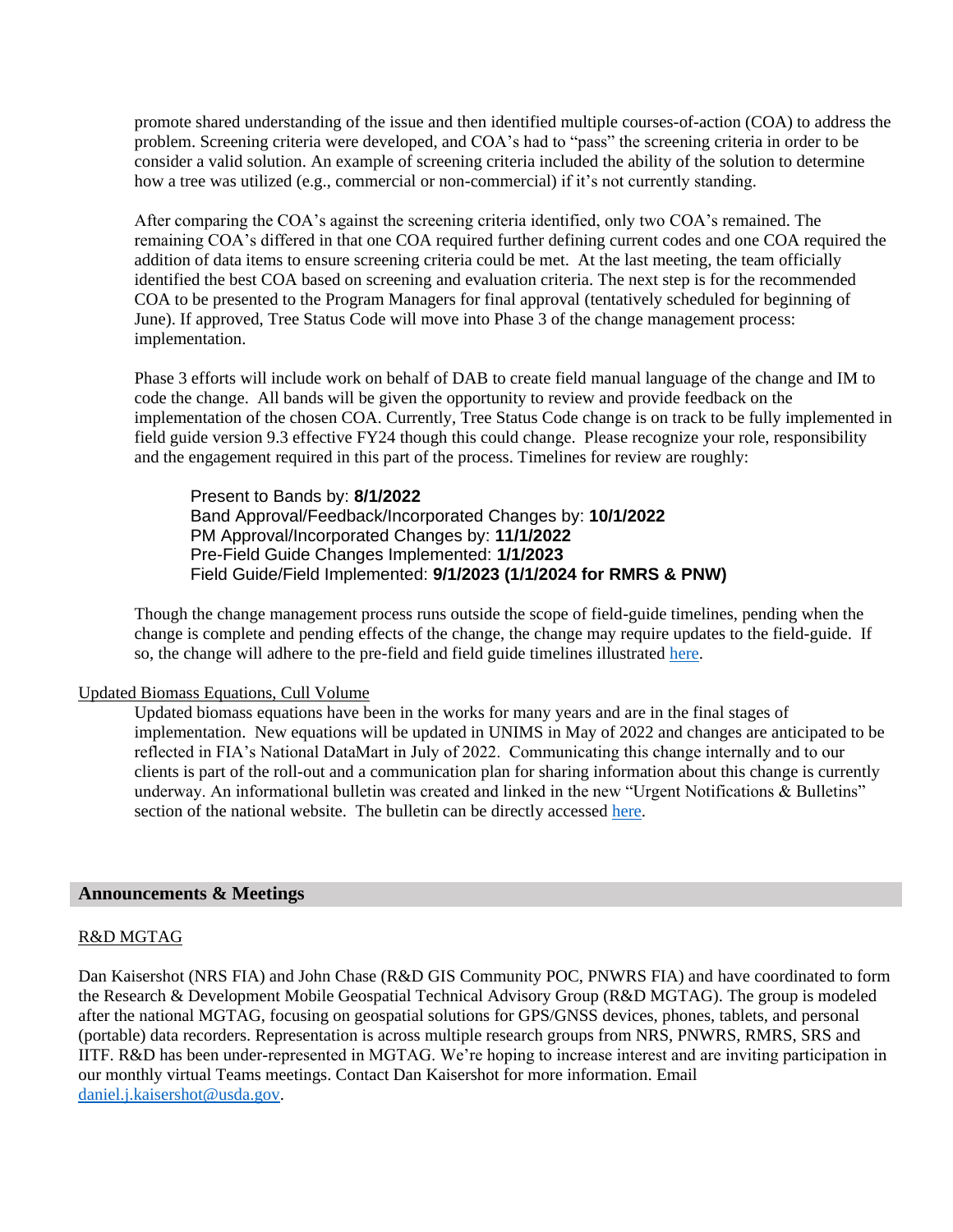promote shared understanding of the issue and then identified multiple courses-of-action (COA) to address the problem. Screening criteria were developed, and COA's had to "pass" the screening criteria in order to be consider a valid solution. An example of screening criteria included the ability of the solution to determine how a tree was utilized (e.g., commercial or non-commercial) if it's not currently standing.

After comparing the COA's against the screening criteria identified, only two COA's remained. The remaining COA's differed in that one COA required further defining current codes and one COA required the addition of data items to ensure screening criteria could be met. At the last meeting, the team officially identified the best COA based on screening and evaluation criteria. The next step is for the recommended COA to be presented to the Program Managers for final approval (tentatively scheduled for beginning of June). If approved, Tree Status Code will move into Phase 3 of the change management process: implementation.

Phase 3 efforts will include work on behalf of DAB to create field manual language of the change and IM to code the change. All bands will be given the opportunity to review and provide feedback on the implementation of the chosen COA. Currently, Tree Status Code change is on track to be fully implemented in field guide version 9.3 effective FY24 though this could change. Please recognize your role, responsibility and the engagement required in this part of the process. Timelines for review are roughly:

Present to Bands by: **8/1/2022**
Band Approval/Feedback/Incorporated Changes by: **10/1/2022**
PM Approval/Incorporated Changes by: **11/1/2022**
Pre-Field Guide Changes Implemented: **1/1/2023**
Field Guide/Field Implemented: **9/1/2023 (1/1/2024 for RMRS & PNW)**

Though the change management process runs outside the scope of field-guide timelines, pending when the change is complete and pending effects of the change, the change may require updates to the field-guide. If so, the change will adhere to the pre-field and field guide timelines illustrated here.

Updated Biomass Equations, Cull Volume

Updated biomass equations have been in the works for many years and are in the final stages of implementation. New equations will be updated in UNIMS in May of 2022 and changes are anticipated to be reflected in FIA's National DataMart in July of 2022. Communicating this change internally and to our clients is part of the roll-out and a communication plan for sharing information about this change is currently underway. An informational bulletin was created and linked in the new "Urgent Notifications & Bulletins" section of the national website. The bulletin can be directly accessed here.

## Announcements & Meetings

R&D MGTAG

Dan Kaisershot (NRS FIA) and John Chase (R&D GIS Community POC, PNWRS FIA) and have coordinated to form the Research & Development Mobile Geospatial Technical Advisory Group (R&D MGTAG). The group is modeled after the national MGTAG, focusing on geospatial solutions for GPS/GNSS devices, phones, tablets, and personal (portable) data recorders. Representation is across multiple research groups from NRS, PNWRS, RMRS, SRS and IITF. R&D has been under-represented in MGTAG. We're hoping to increase interest and are inviting participation in our monthly virtual Teams meetings. Contact Dan Kaisershot for more information. Email daniel.j.kaisershot@usda.gov.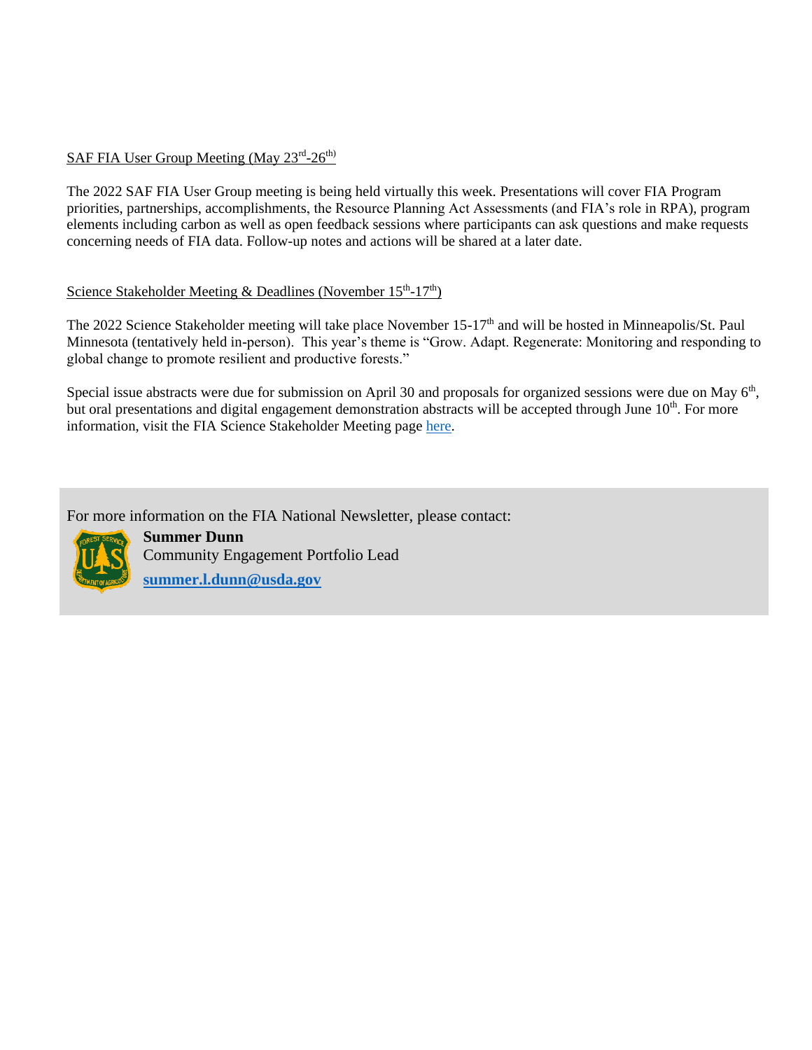SAF FIA User Group Meeting (May 23rd-26th)

The 2022 SAF FIA User Group meeting is being held virtually this week. Presentations will cover FIA Program priorities, partnerships, accomplishments, the Resource Planning Act Assessments (and FIA's role in RPA), program elements including carbon as well as open feedback sessions where participants can ask questions and make requests concerning needs of FIA data. Follow-up notes and actions will be shared at a later date.

Science Stakeholder Meeting & Deadlines (November 15th-17th)

The 2022 Science Stakeholder meeting will take place November 15-17th and will be hosted in Minneapolis/St. Paul Minnesota (tentatively held in-person). This year's theme is "Grow. Adapt. Regenerate: Monitoring and responding to global change to promote resilient and productive forests."

Special issue abstracts were due for submission on April 30 and proposals for organized sessions were due on May 6th, but oral presentations and digital engagement demonstration abstracts will be accepted through June 10th. For more information, visit the FIA Science Stakeholder Meeting page here.

For more information on the FIA National Newsletter, please contact:

**Summer Dunn**
Community Engagement Portfolio Lead
**summer.l.dunn@usda.gov**